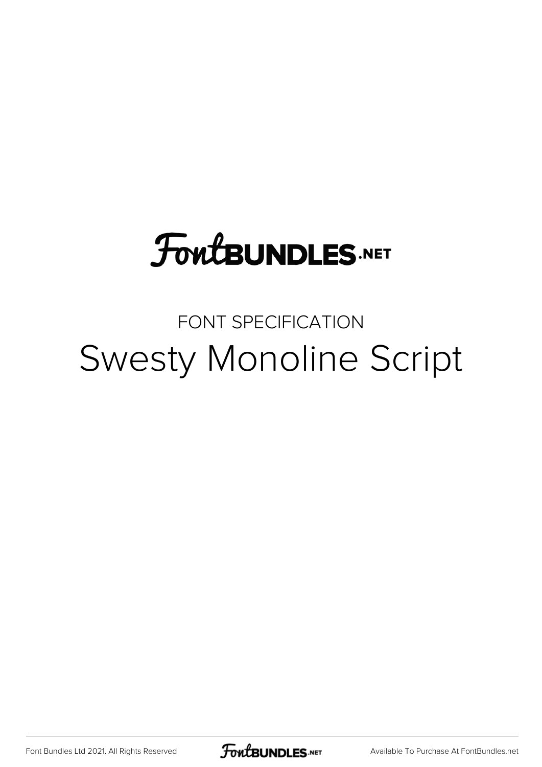# FontBUNDLES.NET

FONT SPECIFICATION

## Swesty Monoline Script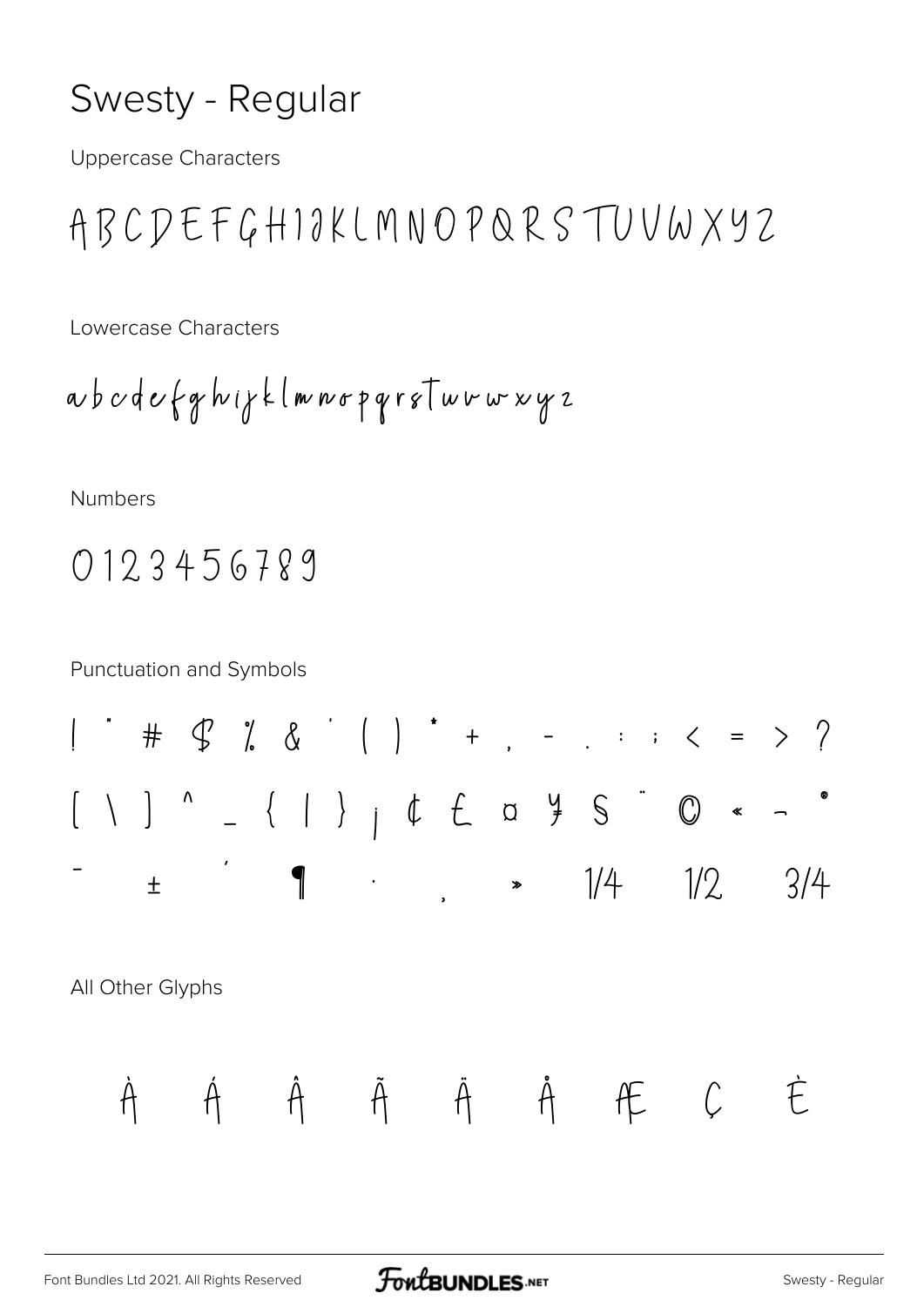# Swesty - Regular

Uppercase Characters

ABCDEFGHIJKLMNOPQRSTUVWXYZ

Lowercase Characters

abcdefghijklmnopqrstuvwxyz

Numbers

0123456789

Punctuation and Symbols

! " # $ % & ' ( ) * + , - . : ; < = > ?

[ \ ] ^ _ { | } ¡ ¢ £ ¤ ¥ § ¨ © « ¬ ®

¯ ± ´ ¶ · ¸ » ¼ ½ ¾

All Other Glyphs

À Á Â Ã Ä Å Æ Ç È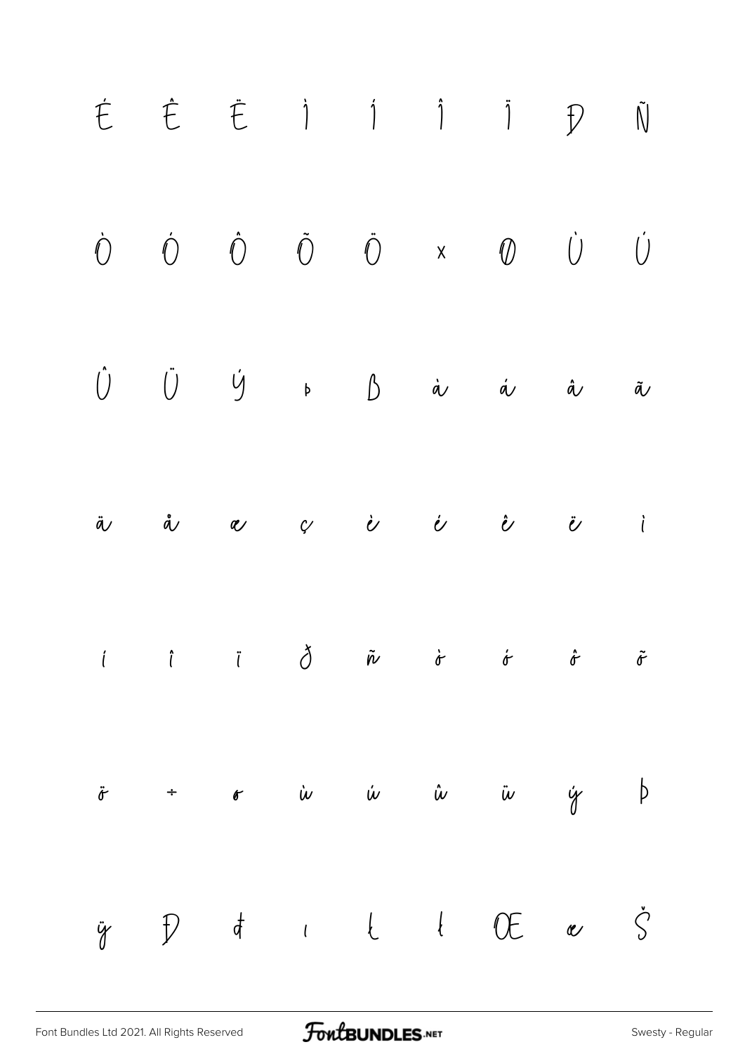É Ê Ë Ì Í Î Ï Ð Ñ

Ò Ó Ô Õ Ö × Ø Ù Ú

Û Ü Ý Þ ß à á â ã

ä å æ ç è é ê ë ì

í î ï ð ñ ò ó ô õ

ö ÷ ø ù ú û ü ý þ

ÿ Đ đ ı Ł ł Œ œ Š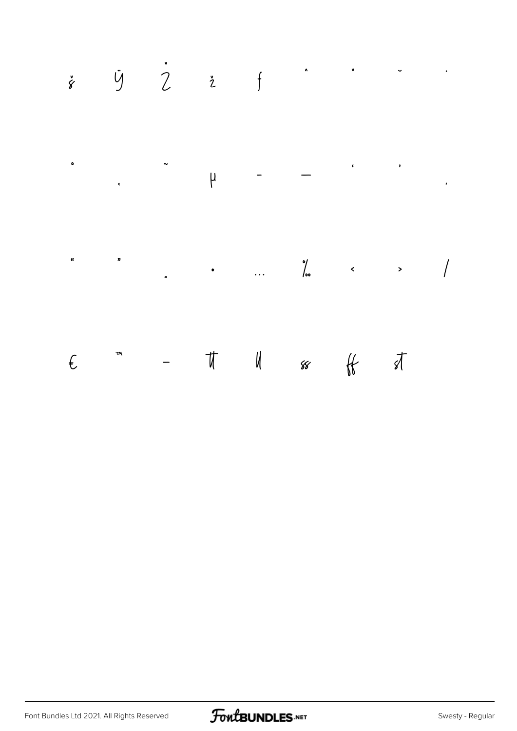š Ÿ Ž ž ƒ ˆ ˇ ˘ ˙

˚ ˛ ˜ µ – — ' ' ‚

" " „ • … ‰ ‹ › ⁄

€ ™ − tt ll ss ff st